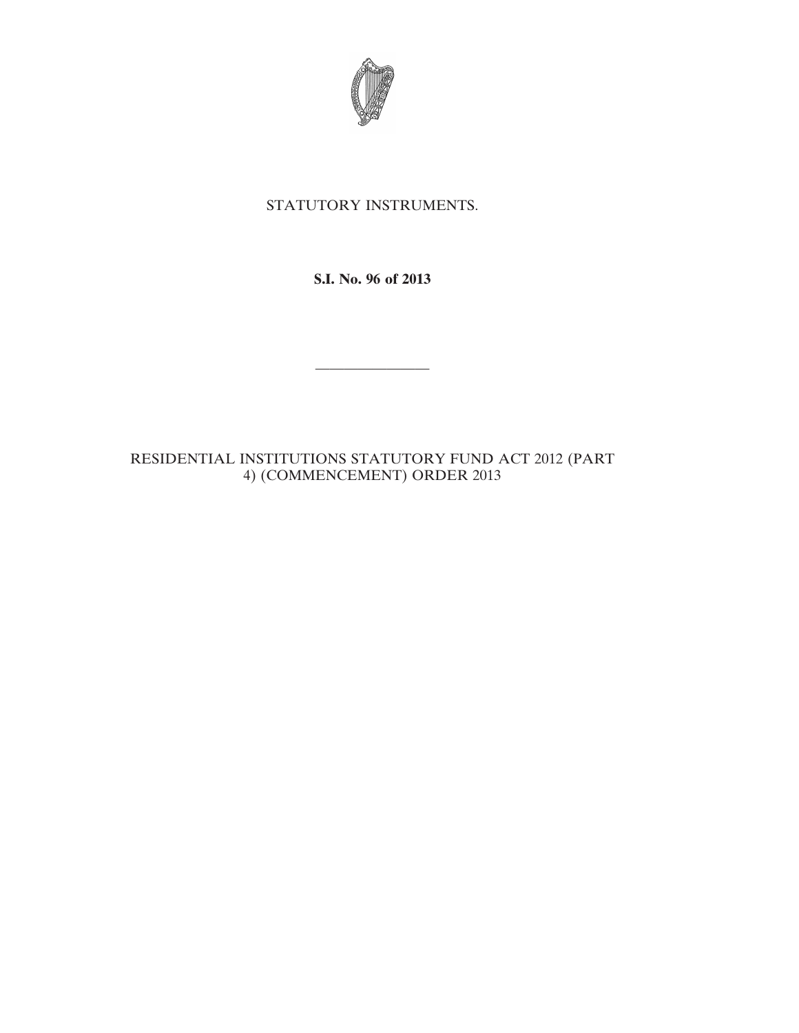STATUTORY INSTRUMENTS.

**S.I. No. 96 of 2013**

---

RESIDENTIAL INSTITUTIONS STATUTORY FUND ACT 2012 (PART 4) (COMMENCEMENT) ORDER 2013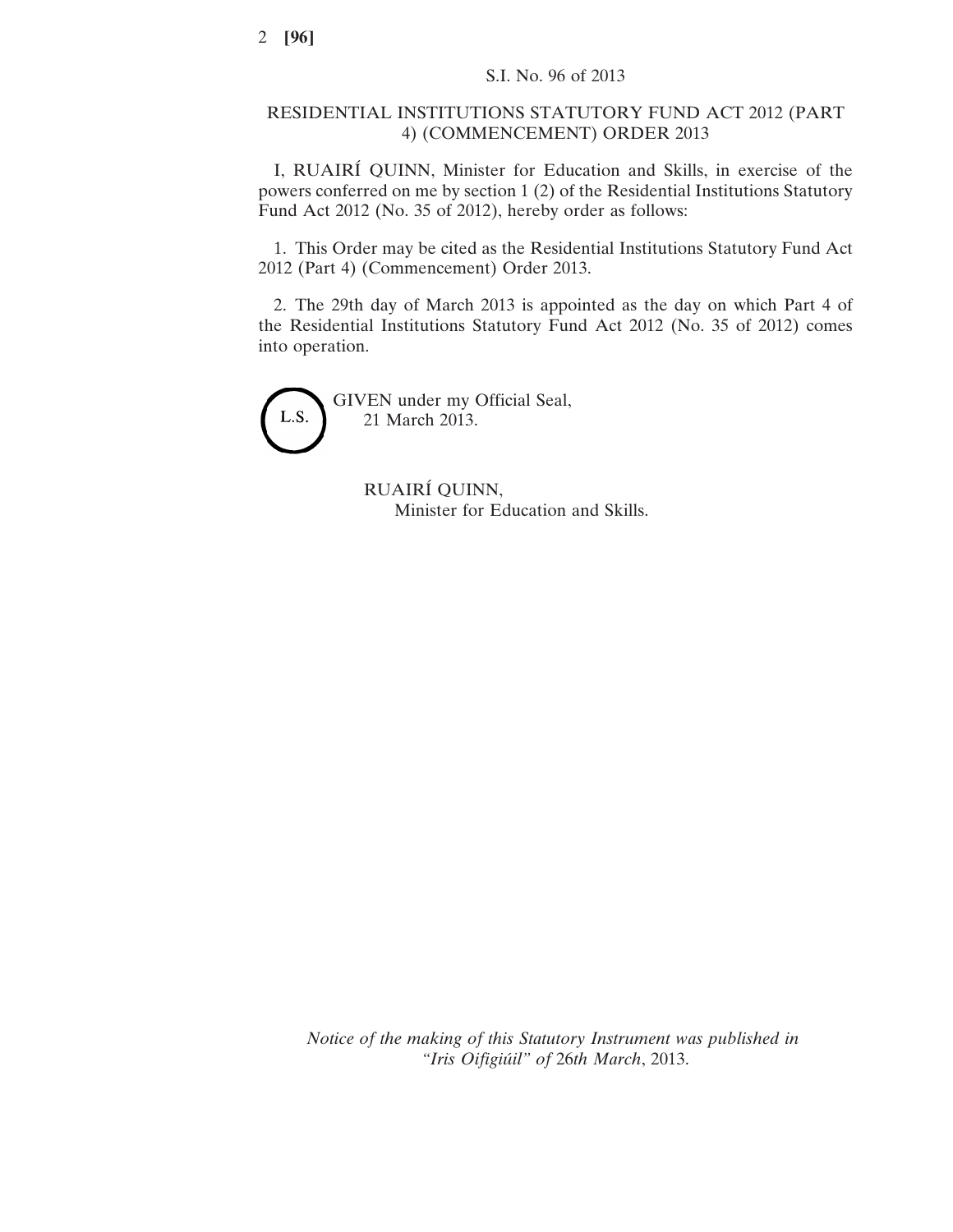S.I. No. 96 of 2013

# RESIDENTIAL INSTITUTIONS STATUTORY FUND ACT 2012 (PART 4) (COMMENCEMENT) ORDER 2013

I, RUAIRÍ QUINN, Minister for Education and Skills, in exercise of the powers conferred on me by section 1 (2) of the Residential Institutions Statutory Fund Act 2012 (No. 35 of 2012), hereby order as follows:

1. This Order may be cited as the Residential Institutions Statutory Fund Act 2012 (Part 4) (Commencement) Order 2013.

2. The 29th day of March 2013 is appointed as the day on which Part 4 of the Residential Institutions Statutory Fund Act 2012 (No. 35 of 2012) comes into operation.

L.S.

GIVEN under my Official Seal,
21 March 2013.

RUAIRÍ QUINN,
Minister for Education and Skills.

*Notice of the making of this Statutory Instrument was published in "Iris Oifigiúil" of 26th March, 2013.*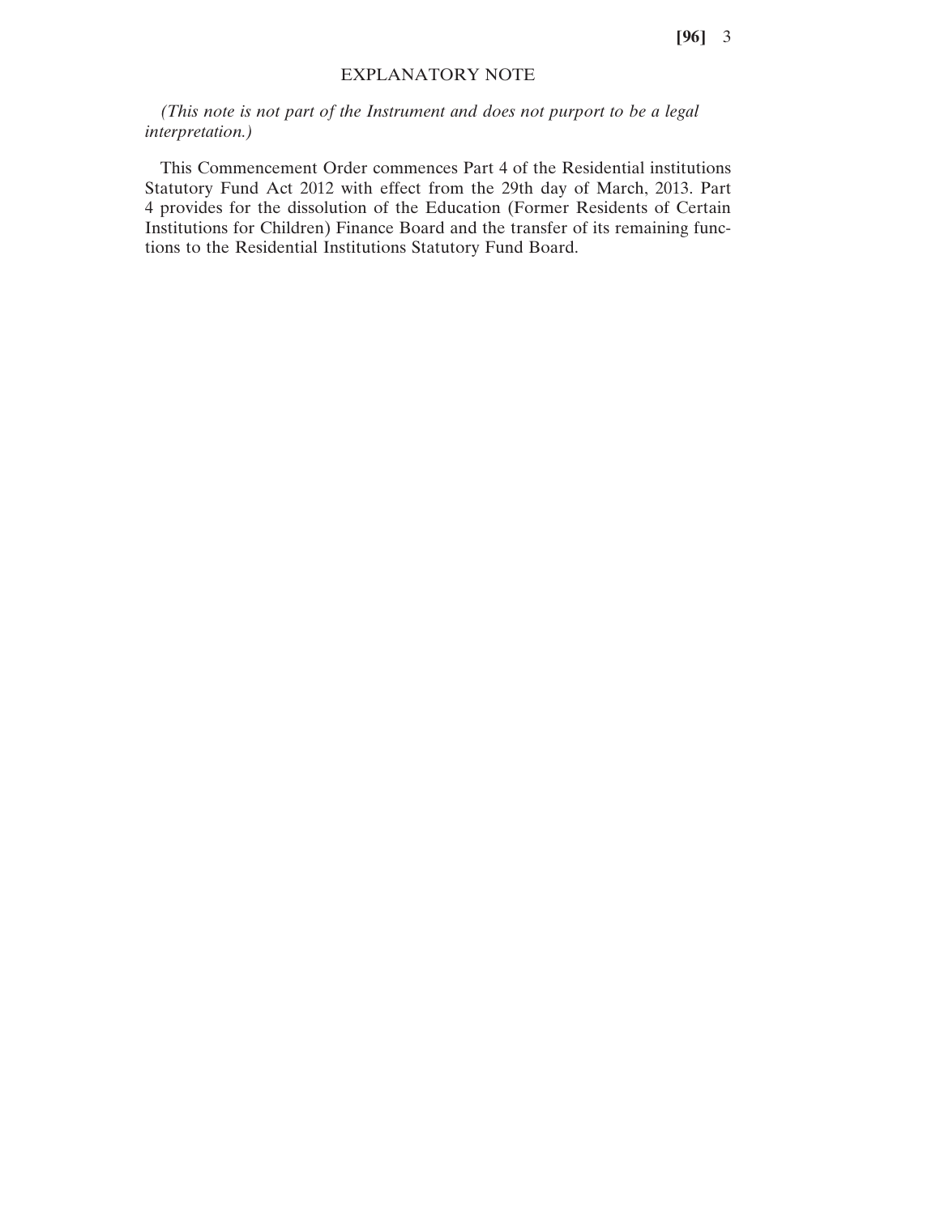## EXPLANATORY NOTE

*(This note is not part of the Instrument and does not purport to be a legal interpretation.)*

This Commencement Order commences Part 4 of the Residential institutions Statutory Fund Act 2012 with effect from the 29th day of March, 2013. Part 4 provides for the dissolution of the Education (Former Residents of Certain Institutions for Children) Finance Board and the transfer of its remaining functions to the Residential Institutions Statutory Fund Board.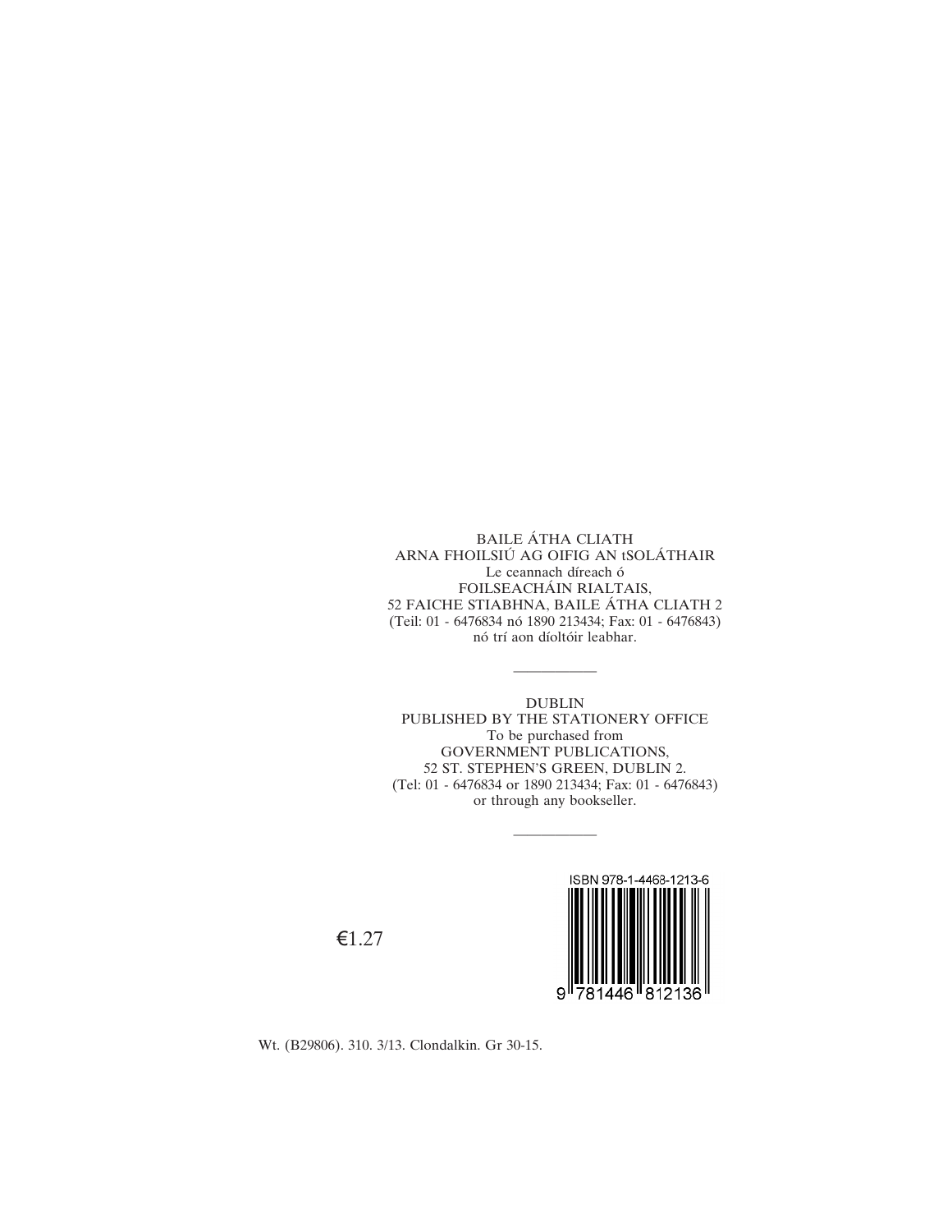BAILE ÁTHA CLIATH
ARNA FHOILSIÚ AG OIFIG AN tSOLÁTHAIR
Le ceannach díreach ó
FOILSEACHÁIN RIALTAIS,
52 FAICHE STIABHNA, BAILE ÁTHA CLIATH 2
(Teil: 01 - 6476834 nó 1890 213434; Fax: 01 - 6476843)
nó trí aon díoltóir leabhar.

---

DUBLIN
PUBLISHED BY THE STATIONERY OFFICE
To be purchased from
GOVERNMENT PUBLICATIONS,
52 ST. STEPHEN'S GREEN, DUBLIN 2.
(Tel: 01 - 6476834 or 1890 213434; Fax: 01 - 6476843)
or through any bookseller.

---

€1.27

ISBN 978-1-4468-1213-6

9 781446 812136

Wt. (B29806). 310. 3/13. Clondalkin. Gr 30-15.